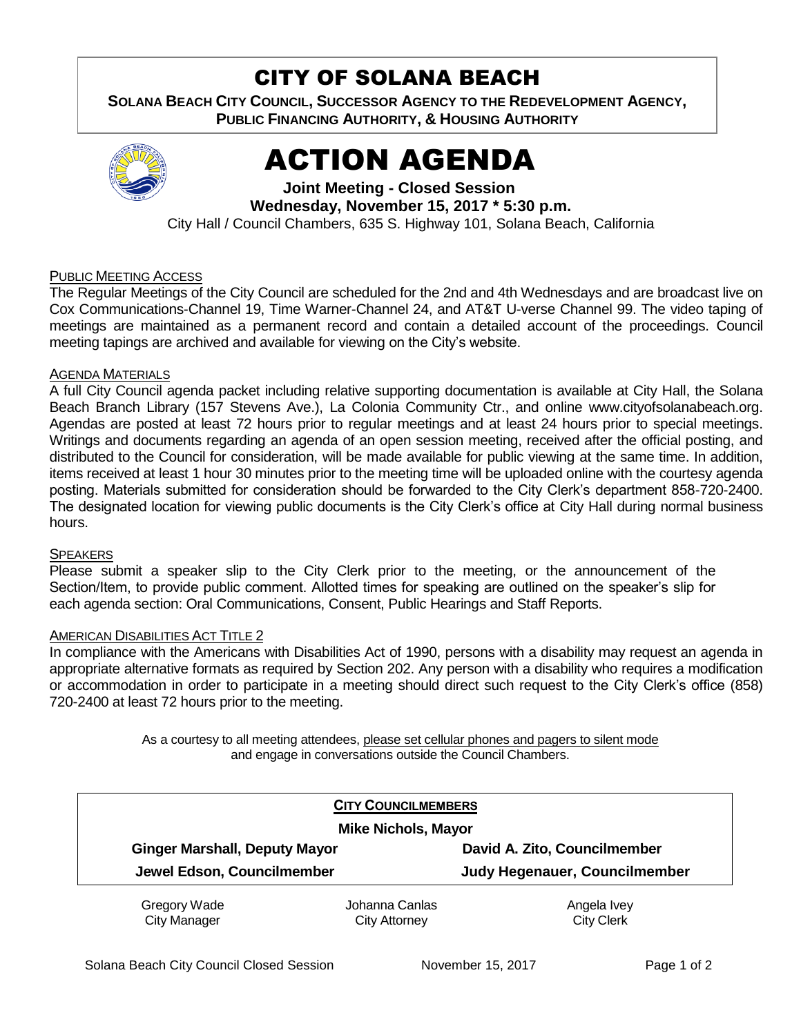# CITY OF SOLANA BEACH

**SOLANA BEACH CITY COUNCIL, SUCCESSOR AGENCY TO THE REDEVELOPMENT AGENCY, PUBLIC FINANCING AUTHORITY, & HOUSING AUTHORITY**

# ACTION AGENDA

**Joint Meeting - Closed Session**

**Wednesday, November 15, 2017 * 5:30 p.m.**

City Hall / Council Chambers, 635 S. Highway 101, Solana Beach, California

### PUBLIC MEETING ACCESS

The Regular Meetings of the City Council are scheduled for the 2nd and 4th Wednesdays and are broadcast live on Cox Communications-Channel 19, Time Warner-Channel 24, and AT&T U-verse Channel 99. The video taping of meetings are maintained as a permanent record and contain a detailed account of the proceedings. Council meeting tapings are archived and available for viewing on the City's website.

### AGENDA MATERIALS

A full City Council agenda packet including relative supporting documentation is available at City Hall, the Solana Beach Branch Library (157 Stevens Ave.), La Colonia Community Ctr., and online www.cityofsolanabeach.org. Agendas are posted at least 72 hours prior to regular meetings and at least 24 hours prior to special meetings. Writings and documents regarding an agenda of an open session meeting, received after the official posting, and distributed to the Council for consideration, will be made available for public viewing at the same time. In addition, items received at least 1 hour 30 minutes prior to the meeting time will be uploaded online with the courtesy agenda posting. Materials submitted for consideration should be forwarded to the City Clerk's department 858-720-2400. The designated location for viewing public documents is the City Clerk's office at City Hall during normal business hours.

### SPEAKERS

Please submit a speaker slip to the City Clerk prior to the meeting, or the announcement of the Section/Item, to provide public comment. Allotted times for speaking are outlined on the speaker's slip for each agenda section: Oral Communications, Consent, Public Hearings and Staff Reports.

### AMERICAN DISABILITIES ACT TITLE 2

In compliance with the Americans with Disabilities Act of 1990, persons with a disability may request an agenda in appropriate alternative formats as required by Section 202. Any person with a disability who requires a modification or accommodation in order to participate in a meeting should direct such request to the City Clerk's office (858) 720-2400 at least 72 hours prior to the meeting.

As a courtesy to all meeting attendees, please set cellular phones and pagers to silent mode and engage in conversations outside the Council Chambers.

**CITY COUNCILMEMBERS**

**Mike Nichols, Mayor**

| | |
|---|---|
| **Ginger Marshall, Deputy Mayor** | **David A. Zito, Councilmember** |
| **Jewel Edson, Councilmember** | **Judy Hegenauer, Councilmember** |

| | | |
|---|---|---|
| Gregory Wade | Johanna Canlas | Angela Ivey |
| City Manager | City Attorney | City Clerk |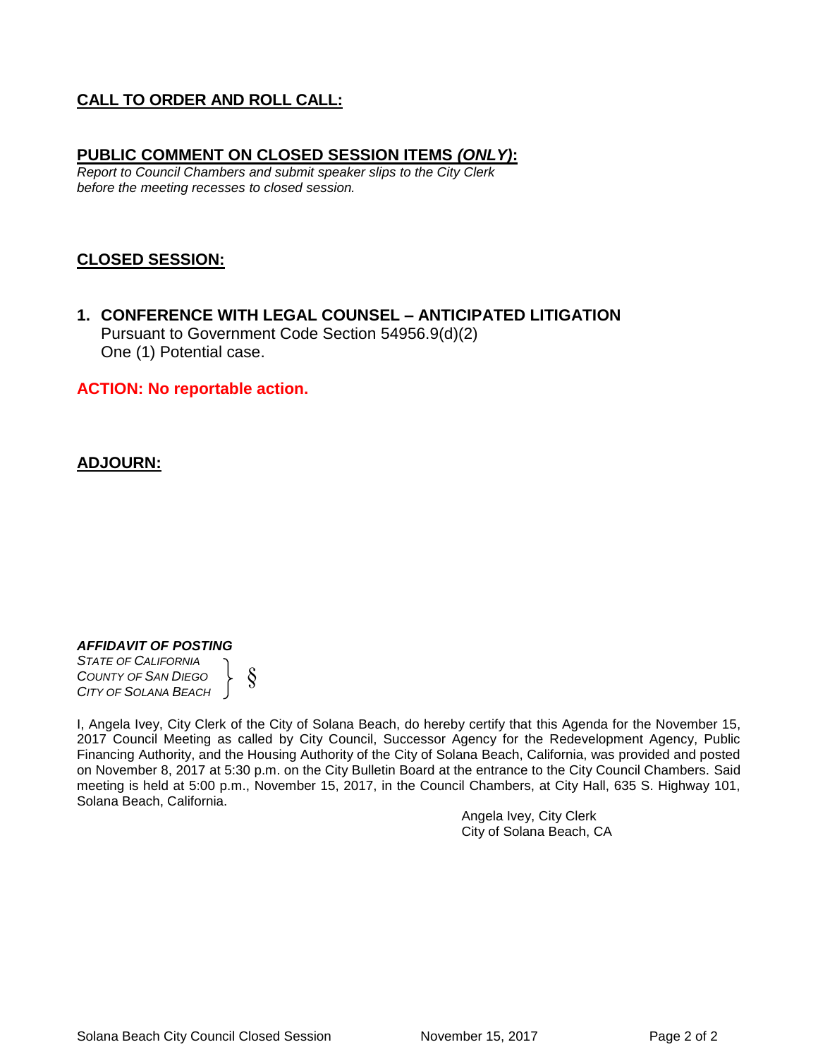## CALL TO ORDER AND ROLL CALL:

## PUBLIC COMMENT ON CLOSED SESSION ITEMS *(ONLY)*:

*Report to Council Chambers and submit speaker slips to the City Clerk before the meeting recesses to closed session.*

## CLOSED SESSION:

### 1. CONFERENCE WITH LEGAL COUNSEL – ANTICIPATED LITIGATION

Pursuant to Government Code Section 54956.9(d)(2)
One (1) Potential case.

**ACTION: No reportable action.**

## ADJOURN:

***AFFIDAVIT OF POSTING***

*STATE OF CALIFORNIA*
*COUNTY OF SAN DIEGO* } §
*CITY OF SOLANA BEACH*

I, Angela Ivey, City Clerk of the City of Solana Beach, do hereby certify that this Agenda for the November 15, 2017 Council Meeting as called by City Council, Successor Agency for the Redevelopment Agency, Public Financing Authority, and the Housing Authority of the City of Solana Beach, California, was provided and posted on November 8, 2017 at 5:30 p.m. on the City Bulletin Board at the entrance to the City Council Chambers. Said meeting is held at 5:00 p.m., November 15, 2017, in the Council Chambers, at City Hall, 635 S. Highway 101, Solana Beach, California.

Angela Ivey, City Clerk
City of Solana Beach, CA